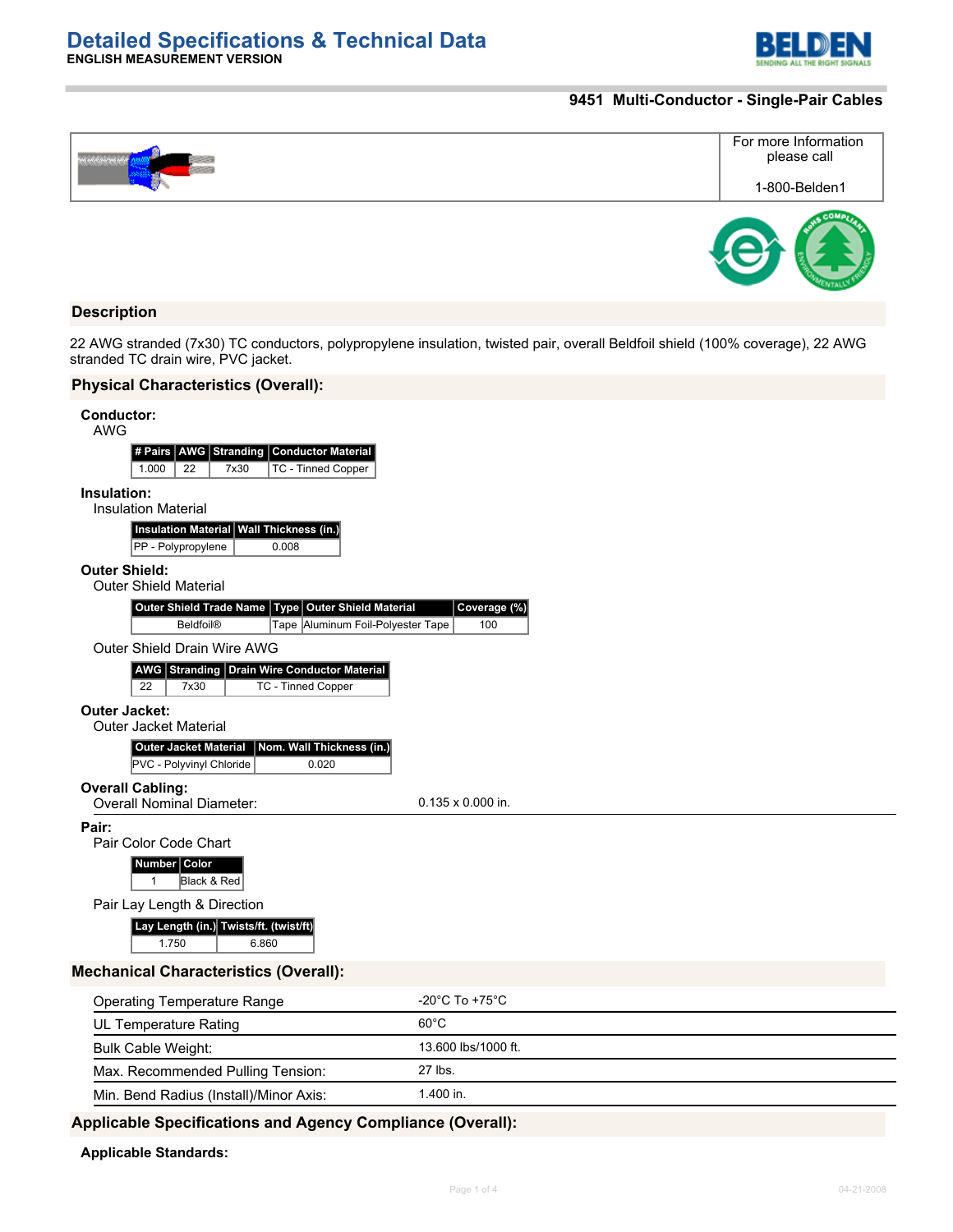# Detailed Specifications & Technical Data

**ENGLISH MEASUREMENT VERSION**

## 9451 Multi-Conductor - Single-Pair Cables

For more Information please call

1-800-Belden1

## Description

22 AWG stranded (7x30) TC conductors, polypropylene insulation, twisted pair, overall Beldfoil shield (100% coverage), 22 AWG stranded TC drain wire, PVC jacket.

## Physical Characteristics (Overall):

**Conductor:**

AWG

| # Pairs | AWG | Stranding | Conductor Material |
|---|---|---|---|
| 1.000 | 22 | 7x30 | TC - Tinned Copper |

**Insulation:**

Insulation Material

| Insulation Material | Wall Thickness (in.) |
|---|---|
| PP - Polypropylene | 0.008 |

**Outer Shield:**

Outer Shield Material

| Outer Shield Trade Name | Type | Outer Shield Material | Coverage (%) |
|---|---|---|---|
| Beldfoil® | Tape | Aluminum Foil-Polyester Tape | 100 |

Outer Shield Drain Wire AWG

| AWG | Stranding | Drain Wire Conductor Material |
|---|---|---|
| 22 | 7x30 | TC - Tinned Copper |

**Outer Jacket:**

Outer Jacket Material

| Outer Jacket Material | Nom. Wall Thickness (in.) |
|---|---|
| PVC - Polyvinyl Chloride | 0.020 |

**Overall Cabling:**

Overall Nominal Diameter: 0.135 x 0.000 in.

**Pair:**

Pair Color Code Chart

| Number | Color |
|---|---|
| 1 | Black & Red |

Pair Lay Length & Direction

| Lay Length (in.) | Twists/ft. (twist/ft) |
|---|---|
| 1.750 | 6.860 |

## Mechanical Characteristics (Overall):

| | |
|---|---|
| Operating Temperature Range | -20°C To +75°C |
| UL Temperature Rating | 60°C |
| Bulk Cable Weight: | 13.600 lbs/1000 ft. |
| Max. Recommended Pulling Tension: | 27 lbs. |
| Min. Bend Radius (Install)/Minor Axis: | 1.400 in. |

## Applicable Specifications and Agency Compliance (Overall):

**Applicable Standards:**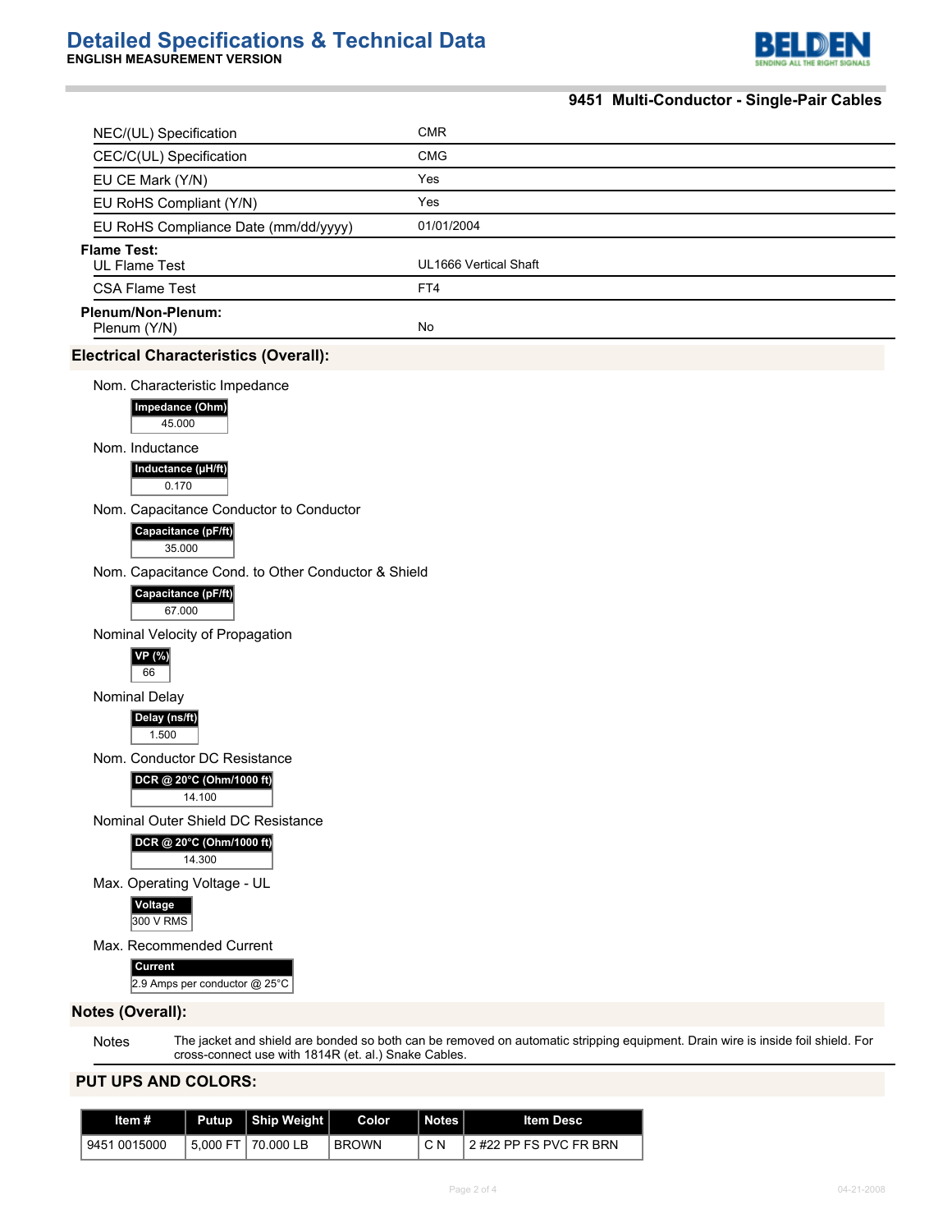# Detailed Specifications & Technical Data

**ENGLISH MEASUREMENT VERSION**

## 9451 Multi-Conductor - Single-Pair Cables

| | |
|---|---|
| NEC/(UL) Specification | CMR |
| CEC/C(UL) Specification | CMG |
| EU CE Mark (Y/N) | Yes |
| EU RoHS Compliant (Y/N) | Yes |
| EU RoHS Compliance Date (mm/dd/yyyy) | 01/01/2004 |

**Flame Test:**

| | |
|---|---|
| UL Flame Test | UL1666 Vertical Shaft |
| CSA Flame Test | FT4 |

**Plenum/Non-Plenum:**

| | |
|---|---|
| Plenum (Y/N) | No |

### Electrical Characteristics (Overall):

Nom. Characteristic Impedance

| Impedance (Ohm) |
|---|
| 45.000 |

Nom. Inductance

| Inductance (µH/ft) |
|---|
| 0.170 |

Nom. Capacitance Conductor to Conductor

| Capacitance (pF/ft) |
|---|
| 35.000 |

Nom. Capacitance Cond. to Other Conductor & Shield

| Capacitance (pF/ft) |
|---|
| 67.000 |

Nominal Velocity of Propagation

| VP (%) |
|---|
| 66 |

Nominal Delay

| Delay (ns/ft) |
|---|
| 1.500 |

Nom. Conductor DC Resistance

| DCR @ 20°C (Ohm/1000 ft) |
|---|
| 14.100 |

Nominal Outer Shield DC Resistance

| DCR @ 20°C (Ohm/1000 ft) |
|---|
| 14.300 |

Max. Operating Voltage - UL

| Voltage |
|---|
| 300 V RMS |

Max. Recommended Current

| Current |
|---|
| 2.9 Amps per conductor @ 25°C |

### Notes (Overall):

| | |
|---|---|
| Notes | The jacket and shield are bonded so both can be removed on automatic stripping equipment. Drain wire is inside foil shield. For cross-connect use with 1814R (et. al.) Snake Cables. |

### PUT UPS AND COLORS:

| Item # | Putup | Ship Weight | Color | Notes | Item Desc |
|---|---|---|---|---|---|
| 9451 0015000 | 5,000 FT | 70.000 LB | BROWN | C N | 2 #22 PP FS PVC FR BRN |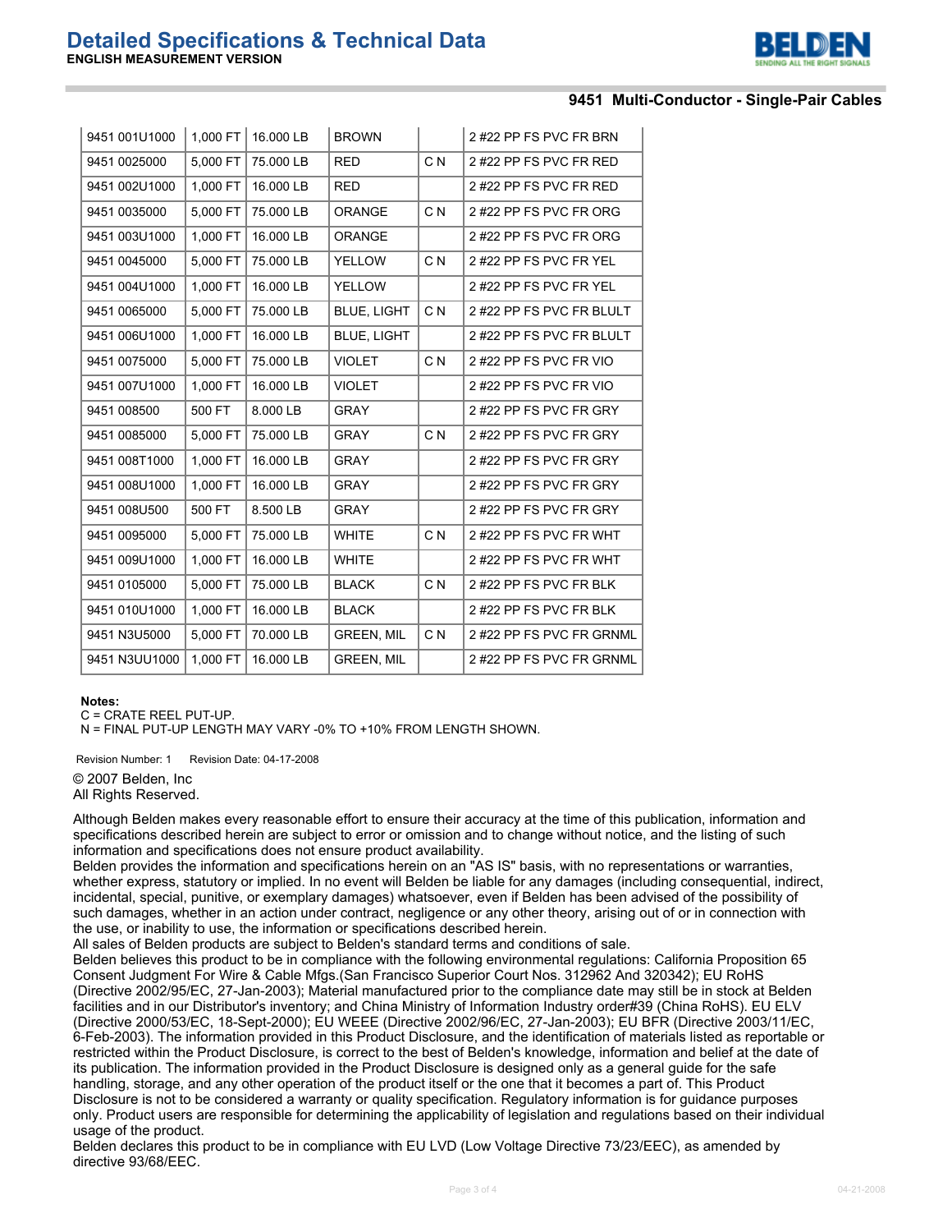# Detailed Specifications & Technical Data

**ENGLISH MEASUREMENT VERSION**

## 9451 Multi-Conductor - Single-Pair Cables

| | | | | | |
|---|---|---|---|---|---|
| 9451 001U1000 | 1,000 FT | 16.000 LB | BROWN | | 2 #22 PP FS PVC FR BRN |
| 9451 0025000 | 5,000 FT | 75.000 LB | RED | C N | 2 #22 PP FS PVC FR RED |
| 9451 002U1000 | 1,000 FT | 16.000 LB | RED | | 2 #22 PP FS PVC FR RED |
| 9451 0035000 | 5,000 FT | 75.000 LB | ORANGE | C N | 2 #22 PP FS PVC FR ORG |
| 9451 003U1000 | 1,000 FT | 16.000 LB | ORANGE | | 2 #22 PP FS PVC FR ORG |
| 9451 0045000 | 5,000 FT | 75.000 LB | YELLOW | C N | 2 #22 PP FS PVC FR YEL |
| 9451 004U1000 | 1,000 FT | 16.000 LB | YELLOW | | 2 #22 PP FS PVC FR YEL |
| 9451 0065000 | 5,000 FT | 75.000 LB | BLUE, LIGHT | C N | 2 #22 PP FS PVC FR BLULT |
| 9451 006U1000 | 1,000 FT | 16.000 LB | BLUE, LIGHT | | 2 #22 PP FS PVC FR BLULT |
| 9451 0075000 | 5,000 FT | 75.000 LB | VIOLET | C N | 2 #22 PP FS PVC FR VIO |
| 9451 007U1000 | 1,000 FT | 16.000 LB | VIOLET | | 2 #22 PP FS PVC FR VIO |
| 9451 008500 | 500 FT | 8.000 LB | GRAY | | 2 #22 PP FS PVC FR GRY |
| 9451 0085000 | 5,000 FT | 75.000 LB | GRAY | C N | 2 #22 PP FS PVC FR GRY |
| 9451 008T1000 | 1,000 FT | 16.000 LB | GRAY | | 2 #22 PP FS PVC FR GRY |
| 9451 008U1000 | 1,000 FT | 16.000 LB | GRAY | | 2 #22 PP FS PVC FR GRY |
| 9451 008U500 | 500 FT | 8.500 LB | GRAY | | 2 #22 PP FS PVC FR GRY |
| 9451 0095000 | 5,000 FT | 75.000 LB | WHITE | C N | 2 #22 PP FS PVC FR WHT |
| 9451 009U1000 | 1,000 FT | 16.000 LB | WHITE | | 2 #22 PP FS PVC FR WHT |
| 9451 0105000 | 5,000 FT | 75.000 LB | BLACK | C N | 2 #22 PP FS PVC FR BLK |
| 9451 010U1000 | 1,000 FT | 16.000 LB | BLACK | | 2 #22 PP FS PVC FR BLK |
| 9451 N3U5000 | 5,000 FT | 70.000 LB | GREEN, MIL | C N | 2 #22 PP FS PVC FR GRNML |
| 9451 N3UU1000 | 1,000 FT | 16.000 LB | GREEN, MIL | | 2 #22 PP FS PVC FR GRNML |

**Notes:**
C = CRATE REEL PUT-UP.
N = FINAL PUT-UP LENGTH MAY VARY -0% TO +10% FROM LENGTH SHOWN.

Revision Number: 1 Revision Date: 04-17-2008

© 2007 Belden, Inc
All Rights Reserved.

Although Belden makes every reasonable effort to ensure their accuracy at the time of this publication, information and specifications described herein are subject to error or omission and to change without notice, and the listing of such information and specifications does not ensure product availability.
Belden provides the information and specifications herein on an "AS IS" basis, with no representations or warranties, whether express, statutory or implied. In no event will Belden be liable for any damages (including consequential, indirect, incidental, special, punitive, or exemplary damages) whatsoever, even if Belden has been advised of the possibility of such damages, whether in an action under contract, negligence or any other theory, arising out of or in connection with the use, or inability to use, the information or specifications described herein.
All sales of Belden products are subject to Belden's standard terms and conditions of sale.
Belden believes this product to be in compliance with the following environmental regulations: California Proposition 65 Consent Judgment For Wire & Cable Mfgs.(San Francisco Superior Court Nos. 312962 And 320342); EU RoHS (Directive 2002/95/EC, 27-Jan-2003); Material manufactured prior to the compliance date may still be in stock at Belden facilities and in our Distributor's inventory; and China Ministry of Information Industry order#39 (China RoHS). EU ELV (Directive 2000/53/EC, 18-Sept-2000); EU WEEE (Directive 2002/96/EC, 27-Jan-2003); EU BFR (Directive 2003/11/EC, 6-Feb-2003). The information provided in this Product Disclosure, and the identification of materials listed as reportable or restricted within the Product Disclosure, is correct to the best of Belden's knowledge, information and belief at the date of its publication. The information provided in the Product Disclosure is designed only as a general guide for the safe handling, storage, and any other operation of the product itself or the one that it becomes a part of. This Product Disclosure is not to be considered a warranty or quality specification. Regulatory information is for guidance purposes only. Product users are responsible for determining the applicability of legislation and regulations based on their individual usage of the product.
Belden declares this product to be in compliance with EU LVD (Low Voltage Directive 73/23/EEC), as amended by directive 93/68/EEC.